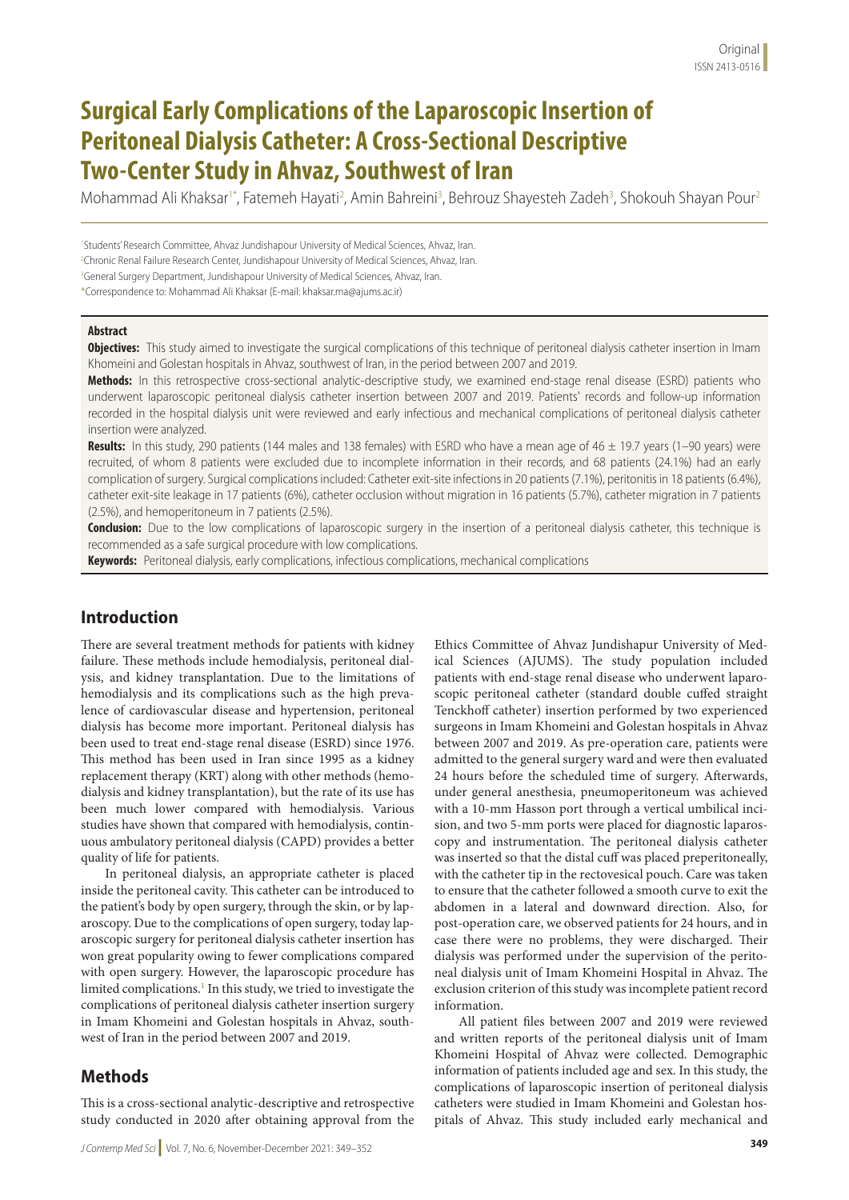# Surgical Early Complications of the Laparoscopic Insertion of Peritoneal Dialysis Catheter: A Cross-Sectional Descriptive Two-Center Study in Ahvaz, Southwest of Iran

Mohammad Ali Khaksar[1*], Fatemeh Hayati[2], Amin Bahreini[3], Behrouz Shayesteh Zadeh[3], Shokouh Shayan Pour[2]

[1]Students' Research Committee, Ahvaz Jundishapour University of Medical Sciences, Ahvaz, Iran.
[2]Chronic Renal Failure Research Center, Jundishapour University of Medical Sciences, Ahvaz, Iran.
[3]General Surgery Department, Jundishapour University of Medical Sciences, Ahvaz, Iran.
*Correspondence to: Mohammad Ali Khaksar (E-mail: khaksar.ma@ajums.ac.ir)

### Abstract

**Objectives:** This study aimed to investigate the surgical complications of this technique of peritoneal dialysis catheter insertion in Imam Khomeini and Golestan hospitals in Ahvaz, southwest of Iran, in the period between 2007 and 2019.

**Methods:** In this retrospective cross-sectional analytic-descriptive study, we examined end-stage renal disease (ESRD) patients who underwent laparoscopic peritoneal dialysis catheter insertion between 2007 and 2019. Patients' records and follow-up information recorded in the hospital dialysis unit were reviewed and early infectious and mechanical complications of peritoneal dialysis catheter insertion were analyzed.

**Results:** In this study, 290 patients (144 males and 138 females) with ESRD who have a mean age of 46 ± 19.7 years (1–90 years) were recruited, of whom 8 patients were excluded due to incomplete information in their records, and 68 patients (24.1%) had an early complication of surgery. Surgical complications included: Catheter exit-site infections in 20 patients (7.1%), peritonitis in 18 patients (6.4%), catheter exit-site leakage in 17 patients (6%), catheter occlusion without migration in 16 patients (5.7%), catheter migration in 7 patients (2.5%), and hemoperitoneum in 7 patients (2.5%).

**Conclusion:** Due to the low complications of laparoscopic surgery in the insertion of a peritoneal dialysis catheter, this technique is recommended as a safe surgical procedure with low complications.

**Keywords:** Peritoneal dialysis, early complications, infectious complications, mechanical complications

## Introduction

There are several treatment methods for patients with kidney failure. These methods include hemodialysis, peritoneal dialysis, and kidney transplantation. Due to the limitations of hemodialysis and its complications such as the high prevalence of cardiovascular disease and hypertension, peritoneal dialysis has become more important. Peritoneal dialysis has been used to treat end-stage renal disease (ESRD) since 1976. This method has been used in Iran since 1995 as a kidney replacement therapy (KRT) along with other methods (hemodialysis and kidney transplantation), but the rate of its use has been much lower compared with hemodialysis. Various studies have shown that compared with hemodialysis, continuous ambulatory peritoneal dialysis (CAPD) provides a better quality of life for patients.

In peritoneal dialysis, an appropriate catheter is placed inside the peritoneal cavity. This catheter can be introduced to the patient's body by open surgery, through the skin, or by laparoscopy. Due to the complications of open surgery, today laparoscopic surgery for peritoneal dialysis catheter insertion has won great popularity owing to fewer complications compared with open surgery. However, the laparoscopic procedure has limited complications.[1] In this study, we tried to investigate the complications of peritoneal dialysis catheter insertion surgery in Imam Khomeini and Golestan hospitals in Ahvaz, southwest of Iran in the period between 2007 and 2019.

## Methods

This is a cross-sectional analytic-descriptive and retrospective study conducted in 2020 after obtaining approval from the Ethics Committee of Ahvaz Jundishapur University of Medical Sciences (AJUMS). The study population included patients with end-stage renal disease who underwent laparoscopic peritoneal catheter (standard double cuffed straight Tenckhoff catheter) insertion performed by two experienced surgeons in Imam Khomeini and Golestan hospitals in Ahvaz between 2007 and 2019. As pre-operation care, patients were admitted to the general surgery ward and were then evaluated 24 hours before the scheduled time of surgery. Afterwards, under general anesthesia, pneumoperitoneum was achieved with a 10-mm Hasson port through a vertical umbilical incision, and two 5-mm ports were placed for diagnostic laparoscopy and instrumentation. The peritoneal dialysis catheter was inserted so that the distal cuff was placed preperitoneally, with the catheter tip in the rectovesical pouch. Care was taken to ensure that the catheter followed a smooth curve to exit the abdomen in a lateral and downward direction. Also, for post-operation care, we observed patients for 24 hours, and in case there were no problems, they were discharged. Their dialysis was performed under the supervision of the peritoneal dialysis unit of Imam Khomeini Hospital in Ahvaz. The exclusion criterion of this study was incomplete patient record information.

All patient files between 2007 and 2019 were reviewed and written reports of the peritoneal dialysis unit of Imam Khomeini Hospital of Ahvaz were collected. Demographic information of patients included age and sex. In this study, the complications of laparoscopic insertion of peritoneal dialysis catheters were studied in Imam Khomeini and Golestan hospitals of Ahvaz. This study included early mechanical and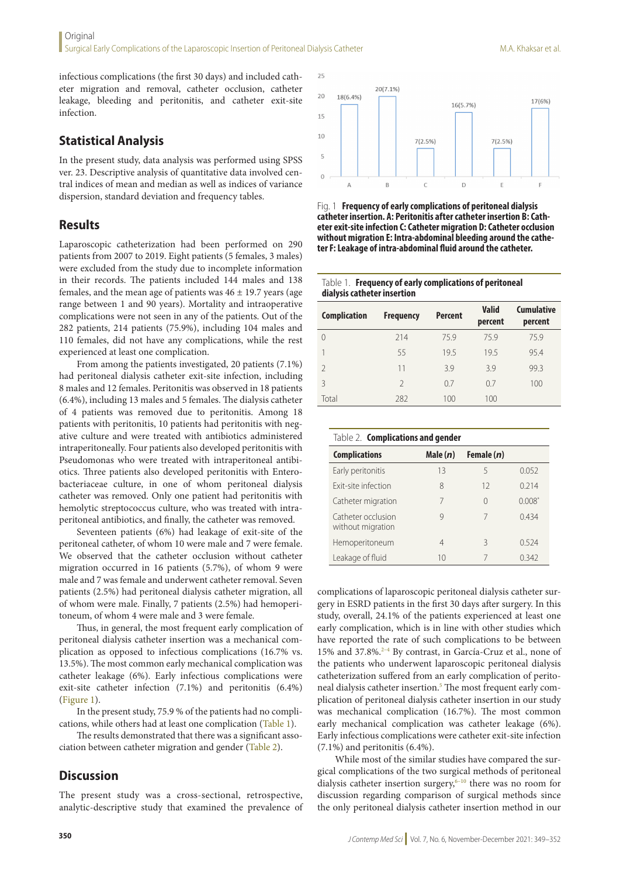infectious complications (the first 30 days) and included catheter migration and removal, catheter occlusion, catheter leakage, bleeding and peritonitis, and catheter exit-site infection.

## Statistical Analysis

In the present study, data analysis was performed using SPSS ver. 23. Descriptive analysis of quantitative data involved central indices of mean and median as well as indices of variance dispersion, standard deviation and frequency tables.

## Results

Laparoscopic catheterization had been performed on 290 patients from 2007 to 2019. Eight patients (5 females, 3 males) were excluded from the study due to incomplete information in their records. The patients included 144 males and 138 females, and the mean age of patients was 46 ± 19.7 years (age range between 1 and 90 years). Mortality and intraoperative complications were not seen in any of the patients. Out of the 282 patients, 214 patients (75.9%), including 104 males and 110 females, did not have any complications, while the rest experienced at least one complication.

From among the patients investigated, 20 patients (7.1%) had peritoneal dialysis catheter exit-site infection, including 8 males and 12 females. Peritonitis was observed in 18 patients (6.4%), including 13 males and 5 females. The dialysis catheter of 4 patients was removed due to peritonitis. Among 18 patients with peritonitis, 10 patients had peritonitis with negative culture and were treated with antibiotics administered intraperitoneally. Four patients also developed peritonitis with Pseudomonas who were treated with intraperitoneal antibiotics. Three patients also developed peritonitis with Enterobacteriaceae culture, in one of whom peritoneal dialysis catheter was removed. Only one patient had peritonitis with hemolytic streptococcus culture, who was treated with intraperitoneal antibiotics, and finally, the catheter was removed.

Seventeen patients (6%) had leakage of exit-site of the peritoneal catheter, of whom 10 were male and 7 were female. We observed that the catheter occlusion without catheter migration occurred in 16 patients (5.7%), of whom 9 were male and 7 was female and underwent catheter removal. Seven patients (2.5%) had peritoneal dialysis catheter migration, all of whom were male. Finally, 7 patients (2.5%) had hemoperitoneum, of whom 4 were male and 3 were female.

Thus, in general, the most frequent early complication of peritoneal dialysis catheter insertion was a mechanical complication as opposed to infectious complications (16.7% vs. 13.5%). The most common early mechanical complication was catheter leakage (6%). Early infectious complications were exit-site catheter infection (7.1%) and peritonitis (6.4%) (Figure 1).

In the present study, 75.9 % of the patients had no complications, while others had at least one complication (Table 1).

The results demonstrated that there was a significant association between catheter migration and gender (Table 2).

| Complication | A | B | C | D | E | F |
|---|---|---|---|---|---|---|
| Frequency (%) | 18 (6.4%) | 20 (7.1%) | 7 (2.5%) | 16 (5.7%) | 7 (2.5%) | 17 (6%) |

Fig. 1 **Frequency of early complications of peritoneal dialysis catheter insertion. A: Peritonitis after catheter insertion B: Catheter exit-site infection C: Catheter migration D: Catheter occlusion without migration E: Intra-abdominal bleeding around the catheter F: Leakage of intra-abdominal fluid around the catheter.**

Table 1. **Frequency of early complications of peritoneal dialysis catheter insertion**

| Complication | Frequency | Percent | Valid percent | Cumulative percent |
|---|---|---|---|---|
| 0 | 214 | 75.9 | 75.9 | 75.9 |
| 1 | 55 | 19.5 | 19.5 | 95.4 |
| 2 | 11 | 3.9 | 3.9 | 99.3 |
| 3 | 2 | 0.7 | 0.7 | 100 |
| Total | 282 | 100 | 100 | |

Table 2. **Complications and gender**

| Complications | Male (*n*) | Female (*n*) | |
|---|---|---|---|
| Early peritonitis | 13 | 5 | 0.052 |
| Exit-site infection | 8 | 12 | 0.214 |
| Catheter migration | 7 | 0 | 0.008* |
| Catheter occlusion without migration | 9 | 7 | 0.434 |
| Hemoperitoneum | 4 | 3 | 0.524 |
| Leakage of fluid | 10 | 7 | 0.342 |

## Discussion

The present study was a cross-sectional, retrospective, analytic-descriptive study that examined the prevalence of complications of laparoscopic peritoneal dialysis catheter surgery in ESRD patients in the first 30 days after surgery. In this study, overall, 24.1% of the patients experienced at least one early complication, which is in line with other studies which have reported the rate of such complications to be between 15% and 37.8%.[2–4] By contrast, in García-Cruz et al., none of the patients who underwent laparoscopic peritoneal dialysis catheterization suffered from an early complication of peritoneal dialysis catheter insertion.[5] The most frequent early complication of peritoneal dialysis catheter insertion in our study was mechanical complication (16.7%). The most common early mechanical complication was catheter leakage (6%). Early infectious complications were catheter exit-site infection (7.1%) and peritonitis (6.4%).

While most of the similar studies have compared the surgical complications of the two surgical methods of peritoneal dialysis catheter insertion surgery,[6–10] there was no room for discussion regarding comparison of surgical methods since the only peritoneal dialysis catheter insertion method in our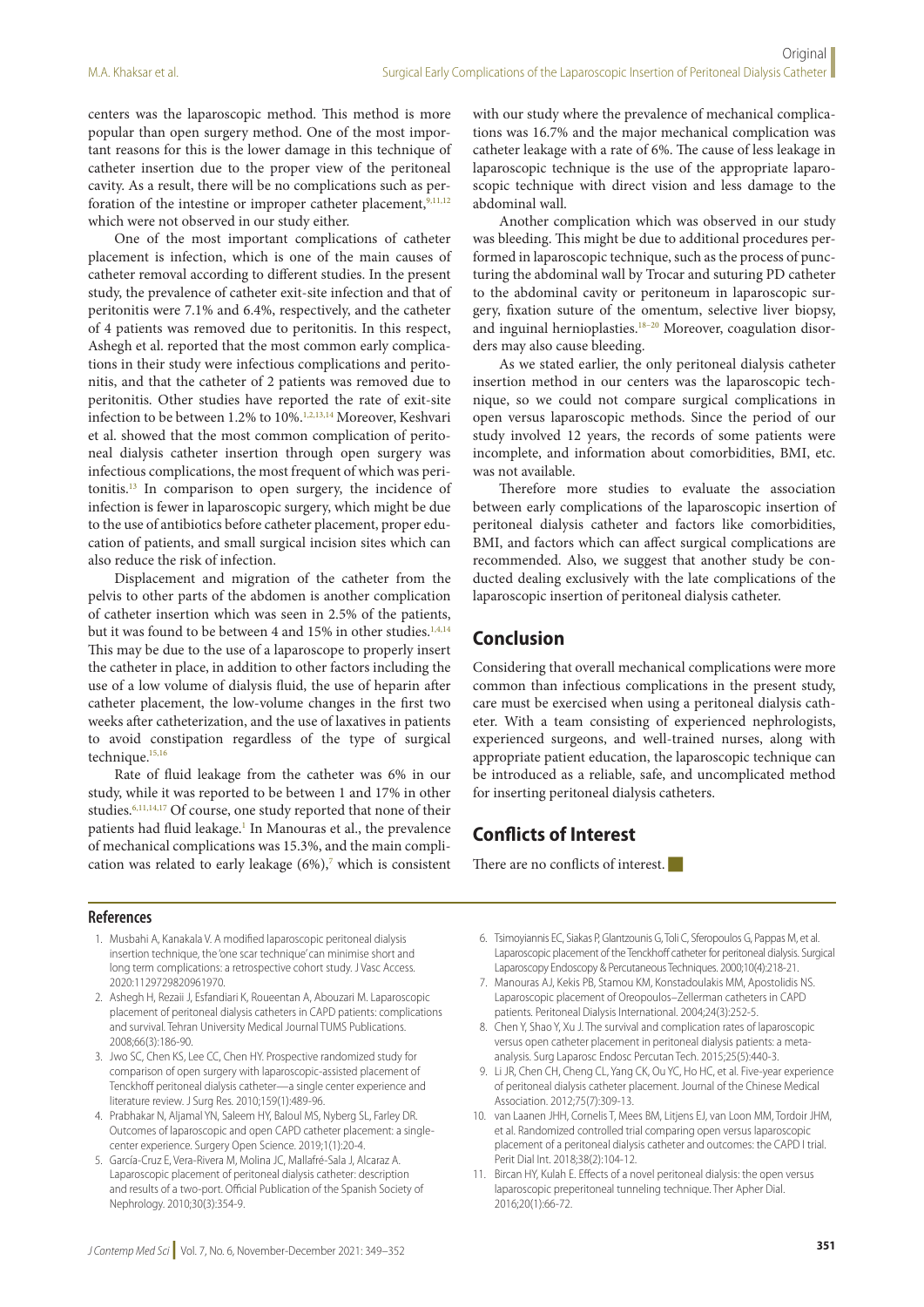centers was the laparoscopic method. This method is more popular than open surgery method. One of the most important reasons for this is the lower damage in this technique of catheter insertion due to the proper view of the peritoneal cavity. As a result, there will be no complications such as perforation of the intestine or improper catheter placement,[9,11,12] which were not observed in our study either.

One of the most important complications of catheter placement is infection, which is one of the main causes of catheter removal according to different studies. In the present study, the prevalence of catheter exit-site infection and that of peritonitis were 7.1% and 6.4%, respectively, and the catheter of 4 patients was removed due to peritonitis. In this respect, Ashegh et al. reported that the most common early complications in their study were infectious complications and peritonitis, and that the catheter of 2 patients was removed due to peritonitis. Other studies have reported the rate of exit-site infection to be between 1.2% to 10%.[1,2,13,14] Moreover, Keshvari et al. showed that the most common complication of peritoneal dialysis catheter insertion through open surgery was infectious complications, the most frequent of which was peritonitis.[13] In comparison to open surgery, the incidence of infection is fewer in laparoscopic surgery, which might be due to the use of antibiotics before catheter placement, proper education of patients, and small surgical incision sites which can also reduce the risk of infection.

Displacement and migration of the catheter from the pelvis to other parts of the abdomen is another complication of catheter insertion which was seen in 2.5% of the patients, but it was found to be between 4 and 15% in other studies.[1,4,14] This may be due to the use of a laparoscope to properly insert the catheter in place, in addition to other factors including the use of a low volume of dialysis fluid, the use of heparin after catheter placement, the low-volume changes in the first two weeks after catheterization, and the use of laxatives in patients to avoid constipation regardless of the type of surgical technique.[15,16]

Rate of fluid leakage from the catheter was 6% in our study, while it was reported to be between 1 and 17% in other studies.[6,11,14,17] Of course, one study reported that none of their patients had fluid leakage.[1] In Manouras et al., the prevalence of mechanical complications was 15.3%, and the main complication was related to early leakage (6%),[7] which is consistent with our study where the prevalence of mechanical complications was 16.7% and the major mechanical complication was catheter leakage with a rate of 6%. The cause of less leakage in laparoscopic technique is the use of the appropriate laparoscopic technique with direct vision and less damage to the abdominal wall.

Another complication which was observed in our study was bleeding. This might be due to additional procedures performed in laparoscopic technique, such as the process of puncturing the abdominal wall by Trocar and suturing PD catheter to the abdominal cavity or peritoneum in laparoscopic surgery, fixation suture of the omentum, selective liver biopsy, and inguinal hernioplasties.[18–20] Moreover, coagulation disorders may also cause bleeding.

As we stated earlier, the only peritoneal dialysis catheter insertion method in our centers was the laparoscopic technique, so we could not compare surgical complications in open versus laparoscopic methods. Since the period of our study involved 12 years, the records of some patients were incomplete, and information about comorbidities, BMI, etc. was not available.

Therefore more studies to evaluate the association between early complications of the laparoscopic insertion of peritoneal dialysis catheter and factors like comorbidities, BMI, and factors which can affect surgical complications are recommended. Also, we suggest that another study be conducted dealing exclusively with the late complications of the laparoscopic insertion of peritoneal dialysis catheter.

## Conclusion

Considering that overall mechanical complications were more common than infectious complications in the present study, care must be exercised when using a peritoneal dialysis catheter. With a team consisting of experienced nephrologists, experienced surgeons, and well-trained nurses, along with appropriate patient education, the laparoscopic technique can be introduced as a reliable, safe, and uncomplicated method for inserting peritoneal dialysis catheters.

## Conflicts of Interest

There are no conflicts of interest.

### References

1. Musbahi A, Kanakala V. A modified laparoscopic peritoneal dialysis insertion technique, the 'one scar technique' can minimise short and long term complications: a retrospective cohort study. J Vasc Access. 2020:1129729820961970.
2. Ashegh H, Rezaii J, Esfandiari K, Roueentan A, Abouzari M. Laparoscopic placement of peritoneal dialysis catheters in CAPD patients: complications and survival. Tehran University Medical Journal TUMS Publications. 2008;66(3):186-90.
3. Jwo SC, Chen KS, Lee CC, Chen HY. Prospective randomized study for comparison of open surgery with laparoscopic-assisted placement of Tenckhoff peritoneal dialysis catheter—a single center experience and literature review. J Surg Res. 2010;159(1):489-96.
4. Prabhakar N, Aljamal YN, Saleem HY, Baloul MS, Nyberg SL, Farley DR. Outcomes of laparoscopic and open CAPD catheter placement: a single-center experience. Surgery Open Science. 2019;1(1):20-4.
5. García-Cruz E, Vera-Rivera M, Molina JC, Mallafré-Sala J, Alcaraz A. Laparoscopic placement of peritoneal dialysis catheter: description and results of a two-port. Official Publication of the Spanish Society of Nephrology. 2010;30(3):354-9.
6. Tsimoyiannis EC, Siakas P, Glantzounis G, Toli C, Sferopoulos G, Pappas M, et al. Laparoscopic placement of the Tenckhoff catheter for peritoneal dialysis. Surgical Laparoscopy Endoscopy & Percutaneous Techniques. 2000;10(4):218-21.
7. Manouras AJ, Kekis PB, Stamou KM, Konstadoulakis MM, Apostolidis NS. Laparoscopic placement of Oreopoulos–Zellerman catheters in CAPD patients. Peritoneal Dialysis International. 2004;24(3):252-5.
8. Chen Y, Shao Y, Xu J. The survival and complication rates of laparoscopic versus open catheter placement in peritoneal dialysis patients: a meta-analysis. Surg Laparosc Endosc Percutan Tech. 2015;25(5):440-3.
9. Li JR, Chen CH, Cheng CL, Yang CK, Ou YC, Ho HC, et al. Five-year experience of peritoneal dialysis catheter placement. Journal of the Chinese Medical Association. 2012;75(7):309-13.
10. van Laanen JHH, Cornelis T, Mees BM, Litjens EJ, van Loon MM, Tordoir JHM, et al. Randomized controlled trial comparing open versus laparoscopic placement of a peritoneal dialysis catheter and outcomes: the CAPD I trial. Perit Dial Int. 2018;38(2):104-12.
11. Bircan HY, Kulah E. Effects of a novel peritoneal dialysis: the open versus laparoscopic preperitoneal tunneling technique. Ther Apher Dial. 2016;20(1):66-72.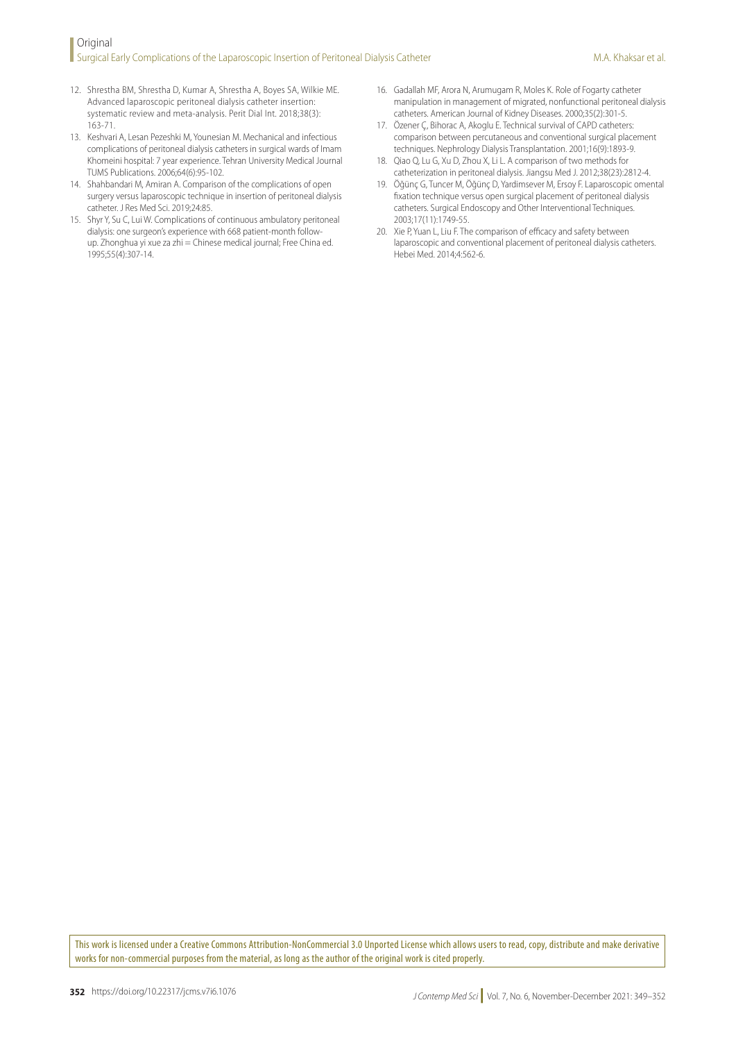12. Shrestha BM, Shrestha D, Kumar A, Shrestha A, Boyes SA, Wilkie ME. Advanced laparoscopic peritoneal dialysis catheter insertion: systematic review and meta-analysis. Perit Dial Int. 2018;38(3): 163-71.
13. Keshvari A, Lesan Pezeshki M, Younesian M. Mechanical and infectious complications of peritoneal dialysis catheters in surgical wards of Imam Khomeini hospital: 7 year experience. Tehran University Medical Journal TUMS Publications. 2006;64(6):95-102.
14. Shahbandari M, Amiran A. Comparison of the complications of open surgery versus laparoscopic technique in insertion of peritoneal dialysis catheter. J Res Med Sci. 2019;24:85.
15. Shyr Y, Su C, Lui W. Complications of continuous ambulatory peritoneal dialysis: one surgeon's experience with 668 patient-month follow-up. Zhonghua yi xue za zhi = Chinese medical journal; Free China ed. 1995;55(4):307-14.
16. Gadallah MF, Arora N, Arumugam R, Moles K. Role of Fogarty catheter manipulation in management of migrated, nonfunctional peritoneal dialysis catheters. American Journal of Kidney Diseases. 2000;35(2):301-5.
17. Özener Ç, Bihorac A, Akoglu E. Technical survival of CAPD catheters: comparison between percutaneous and conventional surgical placement techniques. Nephrology Dialysis Transplantation. 2001;16(9):1893-9.
18. Qiao Q, Lu G, Xu D, Zhou X, Li L. A comparison of two methods for catheterization in peritoneal dialysis. Jiangsu Med J. 2012;38(23):2812-4.
19. Öğünç G, Tuncer M, Öğünç D, Yardimsever M, Ersoy F. Laparoscopic omental fixation technique versus open surgical placement of peritoneal dialysis catheters. Surgical Endoscopy and Other Interventional Techniques. 2003;17(11):1749-55.
20. Xie P, Yuan L, Liu F. The comparison of efficacy and safety between laparoscopic and conventional placement of peritoneal dialysis catheters. Hebei Med. 2014;4:562-6.

This work is licensed under a Creative Commons Attribution-NonCommercial 3.0 Unported License which allows users to read, copy, distribute and make derivative works for non-commercial purposes from the material, as long as the author of the original work is cited properly.